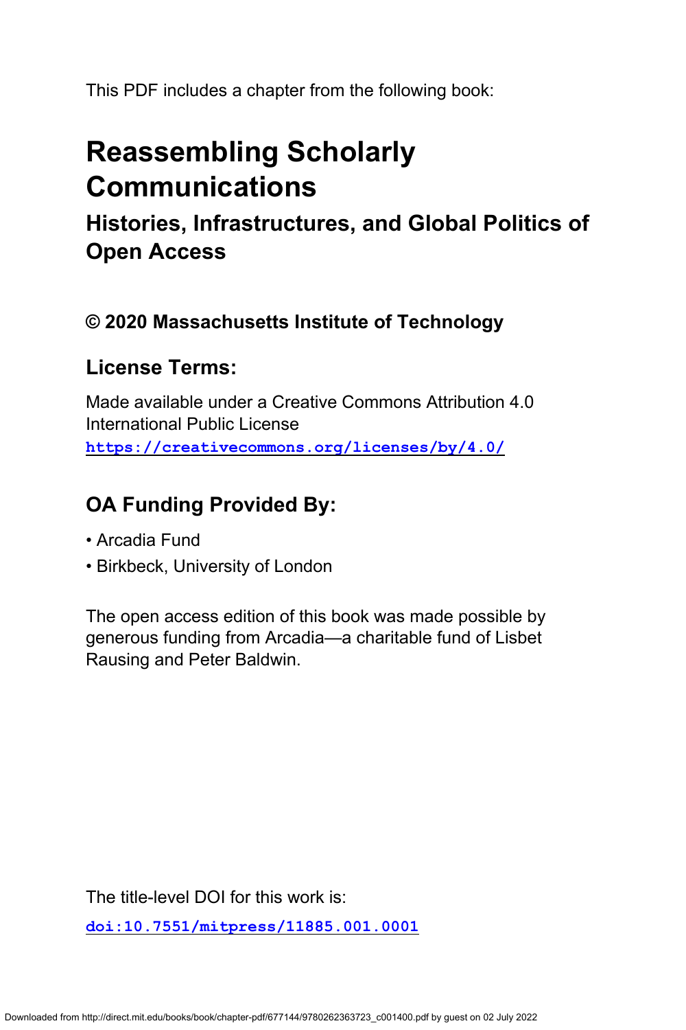This PDF includes a chapter from the following book:

# Reassembling Scholarly Communications

## Histories, Infrastructures, and Global Politics of Open Access

### © 2020 Massachusetts Institute of Technology

### License Terms:

Made available under a Creative Commons Attribution 4.0 International Public License
https://creativecommons.org/licenses/by/4.0/

### OA Funding Provided By:

- Arcadia Fund
- Birkbeck, University of London

The open access edition of this book was made possible by generous funding from Arcadia—a charitable fund of Lisbet Rausing and Peter Baldwin.

The title-level DOI for this work is:

doi:10.7551/mitpress/11885.001.0001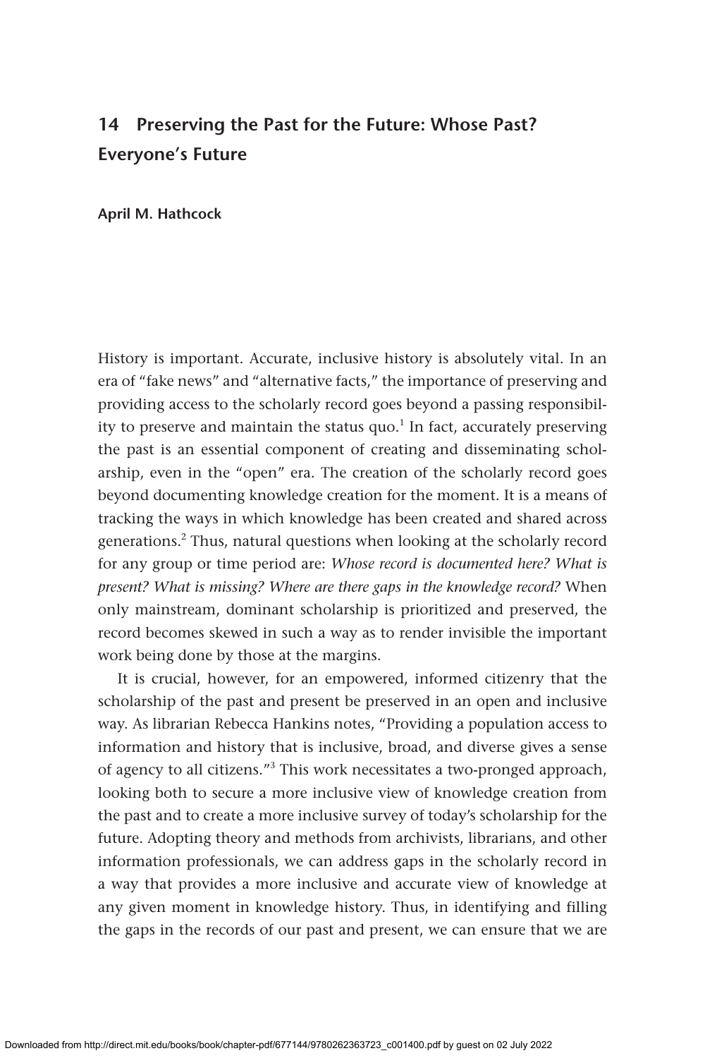# 14 Preserving the Past for the Future: Whose Past? Everyone's Future

**April M. Hathcock**

History is important. Accurate, inclusive history is absolutely vital. In an era of "fake news" and "alternative facts," the importance of preserving and providing access to the scholarly record goes beyond a passing responsibility to preserve and maintain the status quo.[1] In fact, accurately preserving the past is an essential component of creating and disseminating scholarship, even in the "open" era. The creation of the scholarly record goes beyond documenting knowledge creation for the moment. It is a means of tracking the ways in which knowledge has been created and shared across generations.[2] Thus, natural questions when looking at the scholarly record for any group or time period are: *Whose record is documented here? What is present? What is missing? Where are there gaps in the knowledge record?* When only mainstream, dominant scholarship is prioritized and preserved, the record becomes skewed in such a way as to render invisible the important work being done by those at the margins.

It is crucial, however, for an empowered, informed citizenry that the scholarship of the past and present be preserved in an open and inclusive way. As librarian Rebecca Hankins notes, "Providing a population access to information and history that is inclusive, broad, and diverse gives a sense of agency to all citizens."[3] This work necessitates a two-pronged approach, looking both to secure a more inclusive view of knowledge creation from the past and to create a more inclusive survey of today's scholarship for the future. Adopting theory and methods from archivists, librarians, and other information professionals, we can address gaps in the scholarly record in a way that provides a more inclusive and accurate view of knowledge at any given moment in knowledge history. Thus, in identifying and filling the gaps in the records of our past and present, we can ensure that we are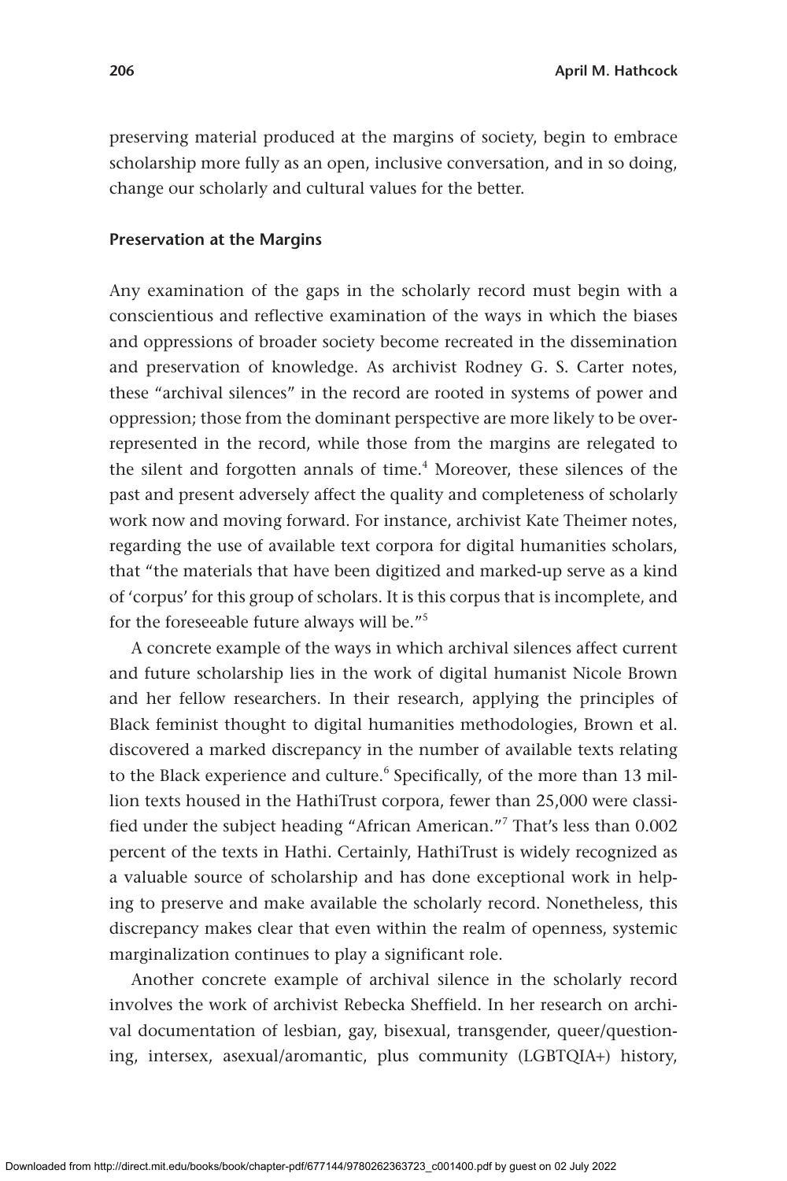preserving material produced at the margins of society, begin to embrace scholarship more fully as an open, inclusive conversation, and in so doing, change our scholarly and cultural values for the better.

### Preservation at the Margins

Any examination of the gaps in the scholarly record must begin with a conscientious and reflective examination of the ways in which the biases and oppressions of broader society become recreated in the dissemination and preservation of knowledge. As archivist Rodney G. S. Carter notes, these "archival silences" in the record are rooted in systems of power and oppression; those from the dominant perspective are more likely to be overrepresented in the record, while those from the margins are relegated to the silent and forgotten annals of time.[4] Moreover, these silences of the past and present adversely affect the quality and completeness of scholarly work now and moving forward. For instance, archivist Kate Theimer notes, regarding the use of available text corpora for digital humanities scholars, that "the materials that have been digitized and marked-up serve as a kind of 'corpus' for this group of scholars. It is this corpus that is incomplete, and for the foreseeable future always will be."[5]

A concrete example of the ways in which archival silences affect current and future scholarship lies in the work of digital humanist Nicole Brown and her fellow researchers. In their research, applying the principles of Black feminist thought to digital humanities methodologies, Brown et al. discovered a marked discrepancy in the number of available texts relating to the Black experience and culture.[6] Specifically, of the more than 13 million texts housed in the HathiTrust corpora, fewer than 25,000 were classified under the subject heading "African American."[7] That's less than 0.002 percent of the texts in Hathi. Certainly, HathiTrust is widely recognized as a valuable source of scholarship and has done exceptional work in helping to preserve and make available the scholarly record. Nonetheless, this discrepancy makes clear that even within the realm of openness, systemic marginalization continues to play a significant role.

Another concrete example of archival silence in the scholarly record involves the work of archivist Rebecka Sheffield. In her research on archival documentation of lesbian, gay, bisexual, transgender, queer/questioning, intersex, asexual/aromantic, plus community (LGBTQIA+) history,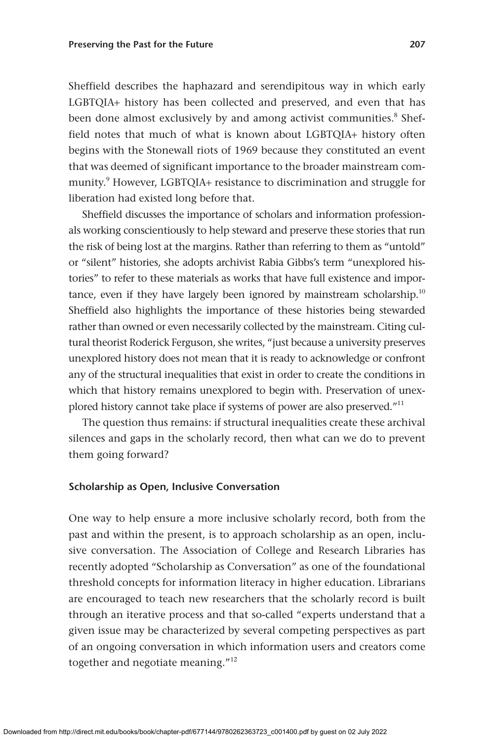Sheffield describes the haphazard and serendipitous way in which early LGBTQIA+ history has been collected and preserved, and even that has been done almost exclusively by and among activist communities.[8] Sheffield notes that much of what is known about LGBTQIA+ history often begins with the Stonewall riots of 1969 because they constituted an event that was deemed of significant importance to the broader mainstream community.[9] However, LGBTQIA+ resistance to discrimination and struggle for liberation had existed long before that.

Sheffield discusses the importance of scholars and information professionals working conscientiously to help steward and preserve these stories that run the risk of being lost at the margins. Rather than referring to them as "untold" or "silent" histories, she adopts archivist Rabia Gibbs's term "unexplored histories" to refer to these materials as works that have full existence and importance, even if they have largely been ignored by mainstream scholarship.[10] Sheffield also highlights the importance of these histories being stewarded rather than owned or even necessarily collected by the mainstream. Citing cultural theorist Roderick Ferguson, she writes, "just because a university preserves unexplored history does not mean that it is ready to acknowledge or confront any of the structural inequalities that exist in order to create the conditions in which that history remains unexplored to begin with. Preservation of unexplored history cannot take place if systems of power are also preserved."[11]

The question thus remains: if structural inequalities create these archival silences and gaps in the scholarly record, then what can we do to prevent them going forward?

### Scholarship as Open, Inclusive Conversation

One way to help ensure a more inclusive scholarly record, both from the past and within the present, is to approach scholarship as an open, inclusive conversation. The Association of College and Research Libraries has recently adopted "Scholarship as Conversation" as one of the foundational threshold concepts for information literacy in higher education. Librarians are encouraged to teach new researchers that the scholarly record is built through an iterative process and that so-called "experts understand that a given issue may be characterized by several competing perspectives as part of an ongoing conversation in which information users and creators come together and negotiate meaning."[12]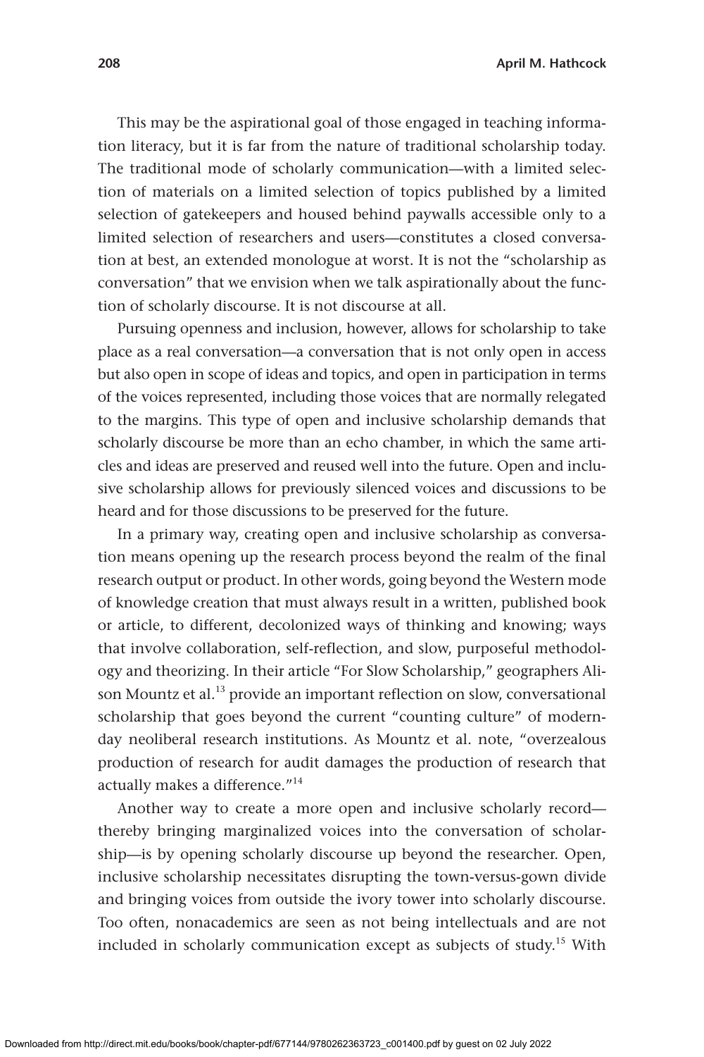This may be the aspirational goal of those engaged in teaching information literacy, but it is far from the nature of traditional scholarship today. The traditional mode of scholarly communication—with a limited selection of materials on a limited selection of topics published by a limited selection of gatekeepers and housed behind paywalls accessible only to a limited selection of researchers and users—constitutes a closed conversation at best, an extended monologue at worst. It is not the "scholarship as conversation" that we envision when we talk aspirationally about the function of scholarly discourse. It is not discourse at all.

Pursuing openness and inclusion, however, allows for scholarship to take place as a real conversation—a conversation that is not only open in access but also open in scope of ideas and topics, and open in participation in terms of the voices represented, including those voices that are normally relegated to the margins. This type of open and inclusive scholarship demands that scholarly discourse be more than an echo chamber, in which the same articles and ideas are preserved and reused well into the future. Open and inclusive scholarship allows for previously silenced voices and discussions to be heard and for those discussions to be preserved for the future.

In a primary way, creating open and inclusive scholarship as conversation means opening up the research process beyond the realm of the final research output or product. In other words, going beyond the Western mode of knowledge creation that must always result in a written, published book or article, to different, decolonized ways of thinking and knowing; ways that involve collaboration, self-reflection, and slow, purposeful methodology and theorizing. In their article "For Slow Scholarship," geographers Alison Mountz et al.[13] provide an important reflection on slow, conversational scholarship that goes beyond the current "counting culture" of modern-day neoliberal research institutions. As Mountz et al. note, "overzealous production of research for audit damages the production of research that actually makes a difference."[14]

Another way to create a more open and inclusive scholarly record—thereby bringing marginalized voices into the conversation of scholarship—is by opening scholarly discourse up beyond the researcher. Open, inclusive scholarship necessitates disrupting the town-versus-gown divide and bringing voices from outside the ivory tower into scholarly discourse. Too often, nonacademics are seen as not being intellectuals and are not included in scholarly communication except as subjects of study.[15] With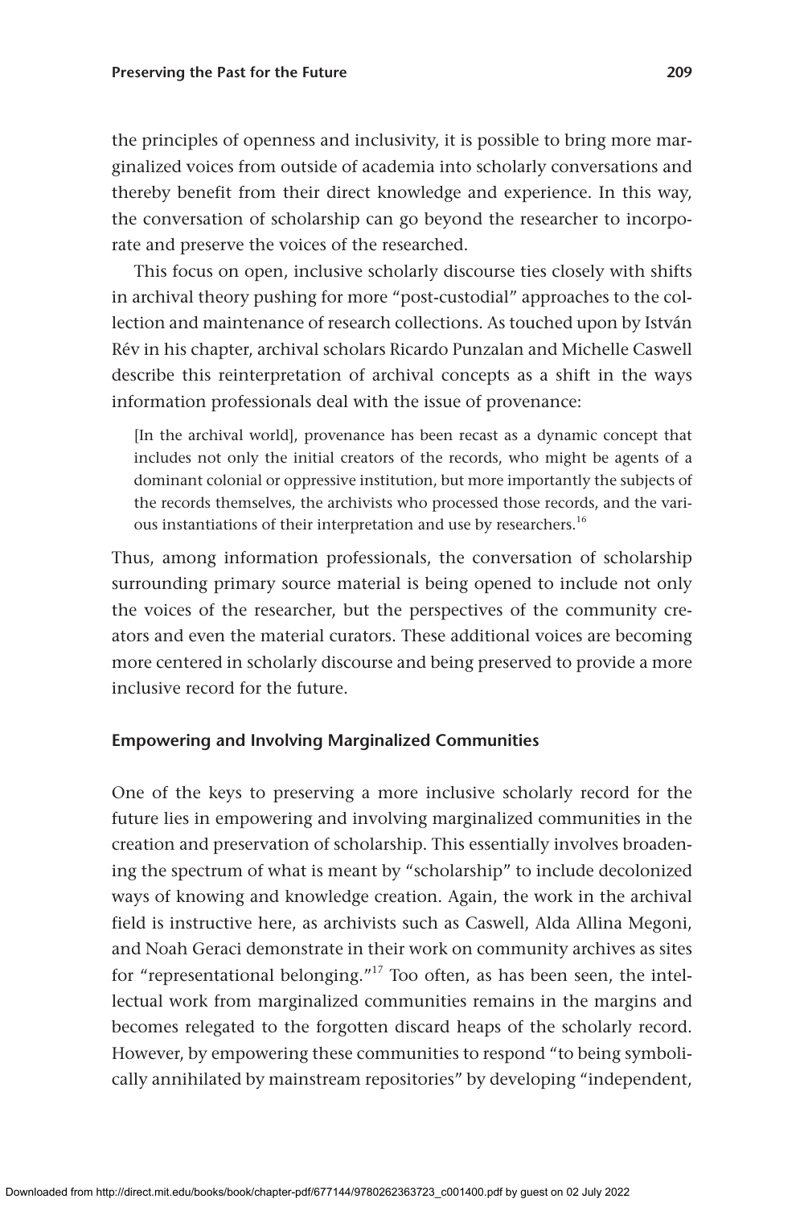the principles of openness and inclusivity, it is possible to bring more marginalized voices from outside of academia into scholarly conversations and thereby benefit from their direct knowledge and experience. In this way, the conversation of scholarship can go beyond the researcher to incorporate and preserve the voices of the researched.

This focus on open, inclusive scholarly discourse ties closely with shifts in archival theory pushing for more "post-custodial" approaches to the collection and maintenance of research collections. As touched upon by István Rév in his chapter, archival scholars Ricardo Punzalan and Michelle Caswell describe this reinterpretation of archival concepts as a shift in the ways information professionals deal with the issue of provenance:

> [In the archival world], provenance has been recast as a dynamic concept that includes not only the initial creators of the records, who might be agents of a dominant colonial or oppressive institution, but more importantly the subjects of the records themselves, the archivists who processed those records, and the various instantiations of their interpretation and use by researchers.[16]

Thus, among information professionals, the conversation of scholarship surrounding primary source material is being opened to include not only the voices of the researcher, but the perspectives of the community creators and even the material curators. These additional voices are becoming more centered in scholarly discourse and being preserved to provide a more inclusive record for the future.

### Empowering and Involving Marginalized Communities

One of the keys to preserving a more inclusive scholarly record for the future lies in empowering and involving marginalized communities in the creation and preservation of scholarship. This essentially involves broadening the spectrum of what is meant by "scholarship" to include decolonized ways of knowing and knowledge creation. Again, the work in the archival field is instructive here, as archivists such as Caswell, Alda Allina Megoni, and Noah Geraci demonstrate in their work on community archives as sites for "representational belonging."[17] Too often, as has been seen, the intellectual work from marginalized communities remains in the margins and becomes relegated to the forgotten discard heaps of the scholarly record. However, by empowering these communities to respond "to being symbolically annihilated by mainstream repositories" by developing "independent,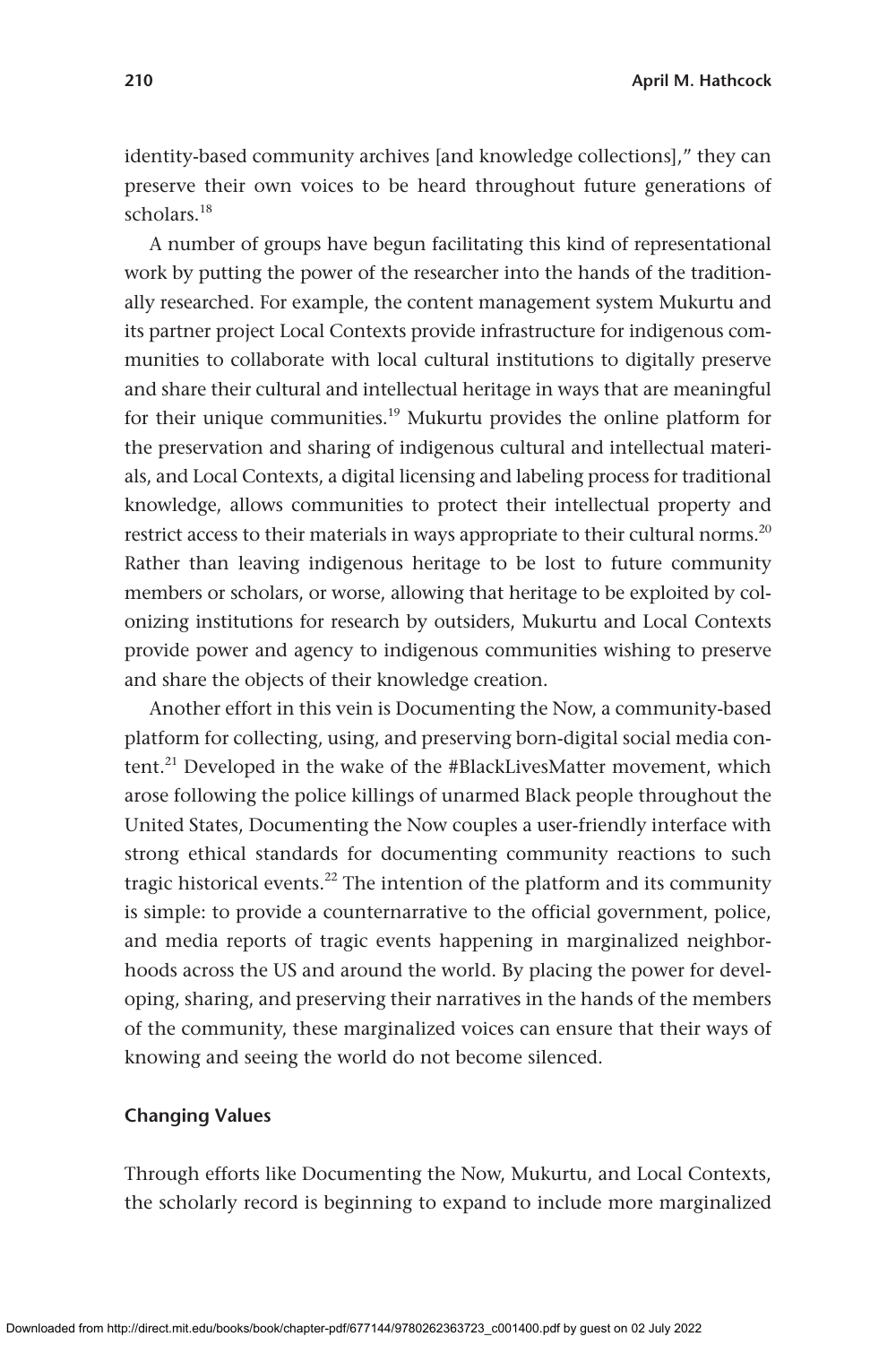identity-based community archives [and knowledge collections]," they can preserve their own voices to be heard throughout future generations of scholars.[18]

A number of groups have begun facilitating this kind of representational work by putting the power of the researcher into the hands of the traditionally researched. For example, the content management system Mukurtu and its partner project Local Contexts provide infrastructure for indigenous communities to collaborate with local cultural institutions to digitally preserve and share their cultural and intellectual heritage in ways that are meaningful for their unique communities.[19] Mukurtu provides the online platform for the preservation and sharing of indigenous cultural and intellectual materials, and Local Contexts, a digital licensing and labeling process for traditional knowledge, allows communities to protect their intellectual property and restrict access to their materials in ways appropriate to their cultural norms.[20] Rather than leaving indigenous heritage to be lost to future community members or scholars, or worse, allowing that heritage to be exploited by colonizing institutions for research by outsiders, Mukurtu and Local Contexts provide power and agency to indigenous communities wishing to preserve and share the objects of their knowledge creation.

Another effort in this vein is Documenting the Now, a community-based platform for collecting, using, and preserving born-digital social media content.[21] Developed in the wake of the #BlackLivesMatter movement, which arose following the police killings of unarmed Black people throughout the United States, Documenting the Now couples a user-friendly interface with strong ethical standards for documenting community reactions to such tragic historical events.[22] The intention of the platform and its community is simple: to provide a counternarrative to the official government, police, and media reports of tragic events happening in marginalized neighborhoods across the US and around the world. By placing the power for developing, sharing, and preserving their narratives in the hands of the members of the community, these marginalized voices can ensure that their ways of knowing and seeing the world do not become silenced.

### Changing Values

Through efforts like Documenting the Now, Mukurtu, and Local Contexts, the scholarly record is beginning to expand to include more marginalized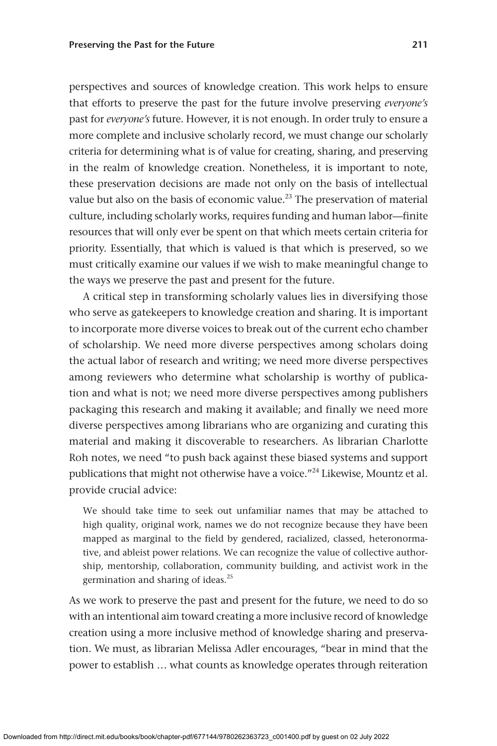perspectives and sources of knowledge creation. This work helps to ensure that efforts to preserve the past for the future involve preserving *everyone's* past for *everyone's* future. However, it is not enough. In order truly to ensure a more complete and inclusive scholarly record, we must change our scholarly criteria for determining what is of value for creating, sharing, and preserving in the realm of knowledge creation. Nonetheless, it is important to note, these preservation decisions are made not only on the basis of intellectual value but also on the basis of economic value.[23] The preservation of material culture, including scholarly works, requires funding and human labor—finite resources that will only ever be spent on that which meets certain criteria for priority. Essentially, that which is valued is that which is preserved, so we must critically examine our values if we wish to make meaningful change to the ways we preserve the past and present for the future.

A critical step in transforming scholarly values lies in diversifying those who serve as gatekeepers to knowledge creation and sharing. It is important to incorporate more diverse voices to break out of the current echo chamber of scholarship. We need more diverse perspectives among scholars doing the actual labor of research and writing; we need more diverse perspectives among reviewers who determine what scholarship is worthy of publication and what is not; we need more diverse perspectives among publishers packaging this research and making it available; and finally we need more diverse perspectives among librarians who are organizing and curating this material and making it discoverable to researchers. As librarian Charlotte Roh notes, we need "to push back against these biased systems and support publications that might not otherwise have a voice."[24] Likewise, Mountz et al. provide crucial advice:

> We should take time to seek out unfamiliar names that may be attached to high quality, original work, names we do not recognize because they have been mapped as marginal to the field by gendered, racialized, classed, heteronormative, and ableist power relations. We can recognize the value of collective authorship, mentorship, collaboration, community building, and activist work in the germination and sharing of ideas.[25]

As we work to preserve the past and present for the future, we need to do so with an intentional aim toward creating a more inclusive record of knowledge creation using a more inclusive method of knowledge sharing and preservation. We must, as librarian Melissa Adler encourages, "bear in mind that the power to establish … what counts as knowledge operates through reiteration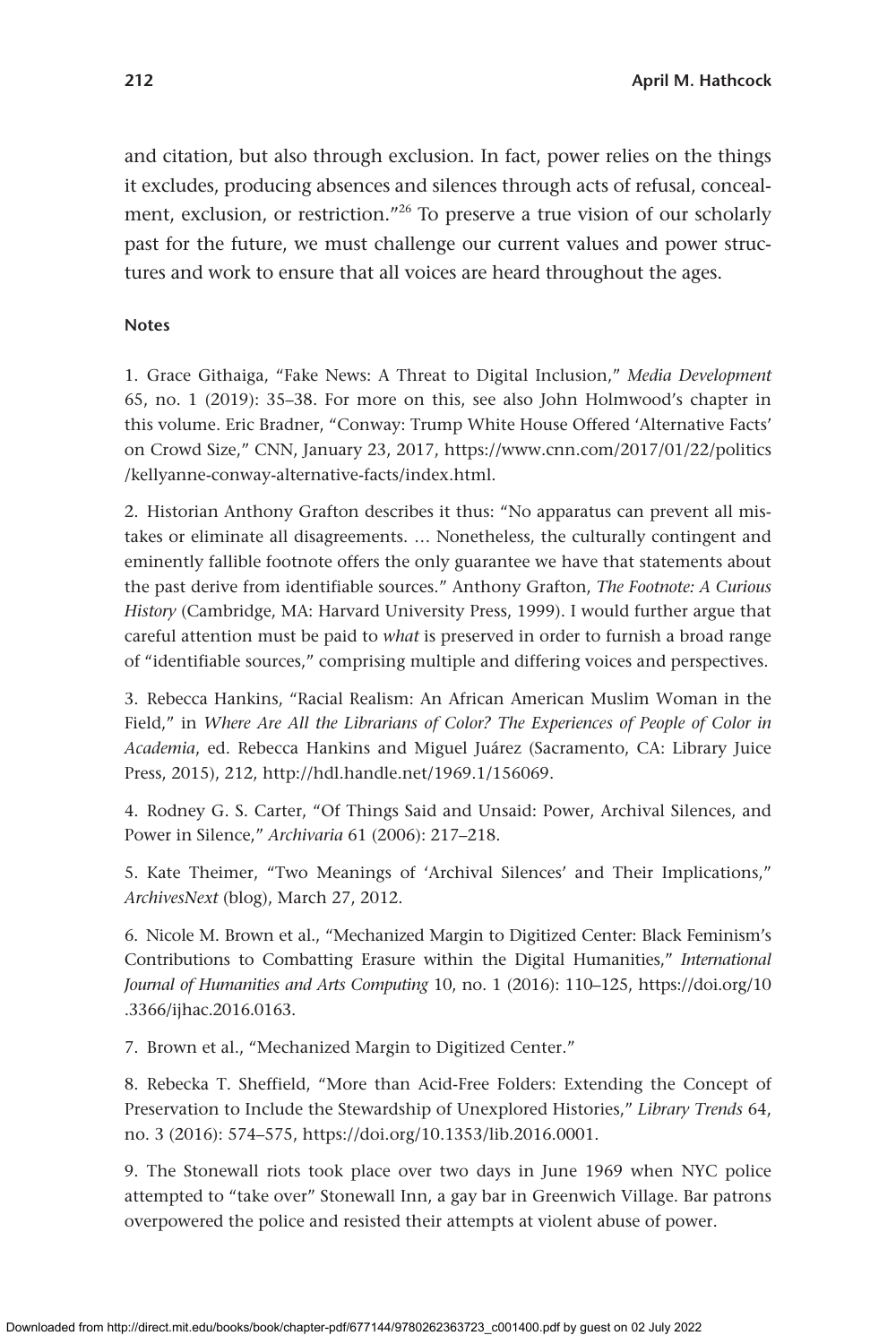and citation, but also through exclusion. In fact, power relies on the things it excludes, producing absences and silences through acts of refusal, concealment, exclusion, or restriction."[26] To preserve a true vision of our scholarly past for the future, we must challenge our current values and power structures and work to ensure that all voices are heard throughout the ages.

#### Notes

1. Grace Githaiga, "Fake News: A Threat to Digital Inclusion," *Media Development* 65, no. 1 (2019): 35–38. For more on this, see also John Holmwood's chapter in this volume. Eric Bradner, "Conway: Trump White House Offered 'Alternative Facts' on Crowd Size," CNN, January 23, 2017, https://www.cnn.com/2017/01/22/politics/kellyanne-conway-alternative-facts/index.html.

2. Historian Anthony Grafton describes it thus: "No apparatus can prevent all mistakes or eliminate all disagreements. … Nonetheless, the culturally contingent and eminently fallible footnote offers the only guarantee we have that statements about the past derive from identifiable sources." Anthony Grafton, *The Footnote: A Curious History* (Cambridge, MA: Harvard University Press, 1999). I would further argue that careful attention must be paid to *what* is preserved in order to furnish a broad range of "identifiable sources," comprising multiple and differing voices and perspectives.

3. Rebecca Hankins, "Racial Realism: An African American Muslim Woman in the Field," in *Where Are All the Librarians of Color? The Experiences of People of Color in Academia*, ed. Rebecca Hankins and Miguel Juárez (Sacramento, CA: Library Juice Press, 2015), 212, http://hdl.handle.net/1969.1/156069.

4. Rodney G. S. Carter, "Of Things Said and Unsaid: Power, Archival Silences, and Power in Silence," *Archivaria* 61 (2006): 217–218.

5. Kate Theimer, "Two Meanings of 'Archival Silences' and Their Implications," *ArchivesNext* (blog), March 27, 2012.

6. Nicole M. Brown et al., "Mechanized Margin to Digitized Center: Black Feminism's Contributions to Combatting Erasure within the Digital Humanities," *International Journal of Humanities and Arts Computing* 10, no. 1 (2016): 110–125, https://doi.org/10.3366/ijhac.2016.0163.

7. Brown et al., "Mechanized Margin to Digitized Center."

8. Rebecka T. Sheffield, "More than Acid-Free Folders: Extending the Concept of Preservation to Include the Stewardship of Unexplored Histories," *Library Trends* 64, no. 3 (2016): 574–575, https://doi.org/10.1353/lib.2016.0001.

9. The Stonewall riots took place over two days in June 1969 when NYC police attempted to "take over" Stonewall Inn, a gay bar in Greenwich Village. Bar patrons overpowered the police and resisted their attempts at violent abuse of power.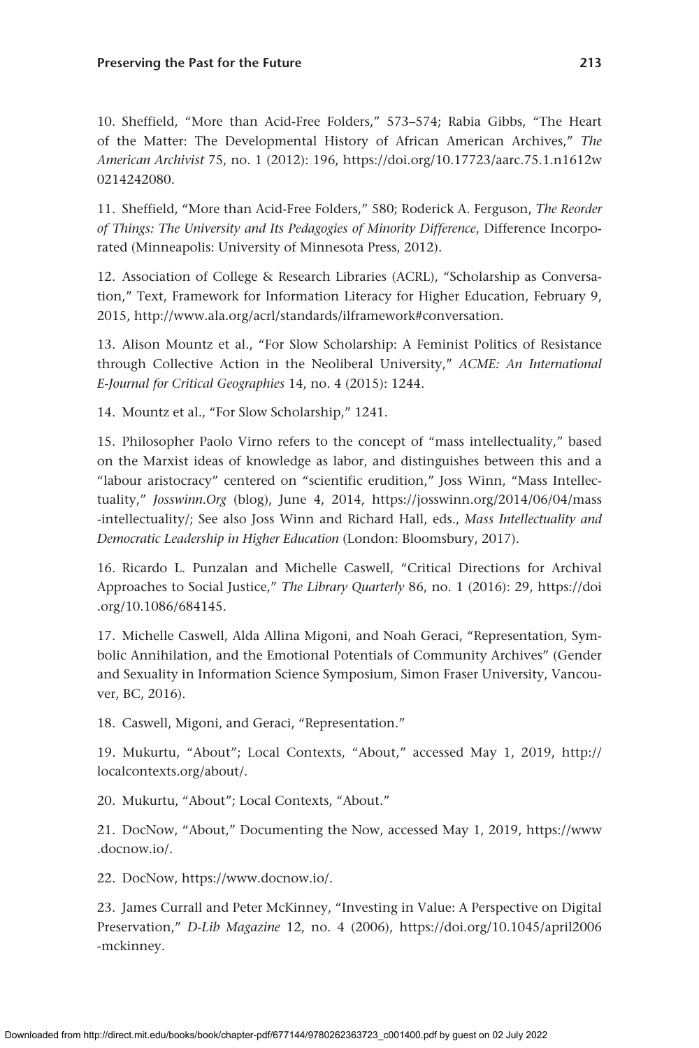10. Sheffield, "More than Acid-Free Folders," 573–574; Rabia Gibbs, "The Heart of the Matter: The Developmental History of African American Archives," *The American Archivist* 75, no. 1 (2012): 196, https://doi.org/10.17723/aarc.75.1.n1612w0214242080.

11. Sheffield, "More than Acid-Free Folders," 580; Roderick A. Ferguson, *The Reorder of Things: The University and Its Pedagogies of Minority Difference*, Difference Incorporated (Minneapolis: University of Minnesota Press, 2012).

12. Association of College & Research Libraries (ACRL), "Scholarship as Conversation," Text, Framework for Information Literacy for Higher Education, February 9, 2015, http://www.ala.org/acrl/standards/ilframework#conversation.

13. Alison Mountz et al., "For Slow Scholarship: A Feminist Politics of Resistance through Collective Action in the Neoliberal University," *ACME: An International E-Journal for Critical Geographies* 14, no. 4 (2015): 1244.

14. Mountz et al., "For Slow Scholarship," 1241.

15. Philosopher Paolo Virno refers to the concept of "mass intellectuality," based on the Marxist ideas of knowledge as labor, and distinguishes between this and a "labour aristocracy" centered on "scientific erudition," Joss Winn, "Mass Intellectuality," *Josswinn.Org* (blog), June 4, 2014, https://josswinn.org/2014/06/04/mass-intellectuality/; See also Joss Winn and Richard Hall, eds., *Mass Intellectuality and Democratic Leadership in Higher Education* (London: Bloomsbury, 2017).

16. Ricardo L. Punzalan and Michelle Caswell, "Critical Directions for Archival Approaches to Social Justice," *The Library Quarterly* 86, no. 1 (2016): 29, https://doi.org/10.1086/684145.

17. Michelle Caswell, Alda Allina Migoni, and Noah Geraci, "Representation, Symbolic Annihilation, and the Emotional Potentials of Community Archives" (Gender and Sexuality in Information Science Symposium, Simon Fraser University, Vancouver, BC, 2016).

18. Caswell, Migoni, and Geraci, "Representation."

19. Mukurtu, "About"; Local Contexts, "About," accessed May 1, 2019, http://localcontexts.org/about/.

20. Mukurtu, "About"; Local Contexts, "About."

21. DocNow, "About," Documenting the Now, accessed May 1, 2019, https://www.docnow.io/.

22. DocNow, https://www.docnow.io/.

23. James Currall and Peter McKinney, "Investing in Value: A Perspective on Digital Preservation," *D-Lib Magazine* 12, no. 4 (2006), https://doi.org/10.1045/april2006-mckinney.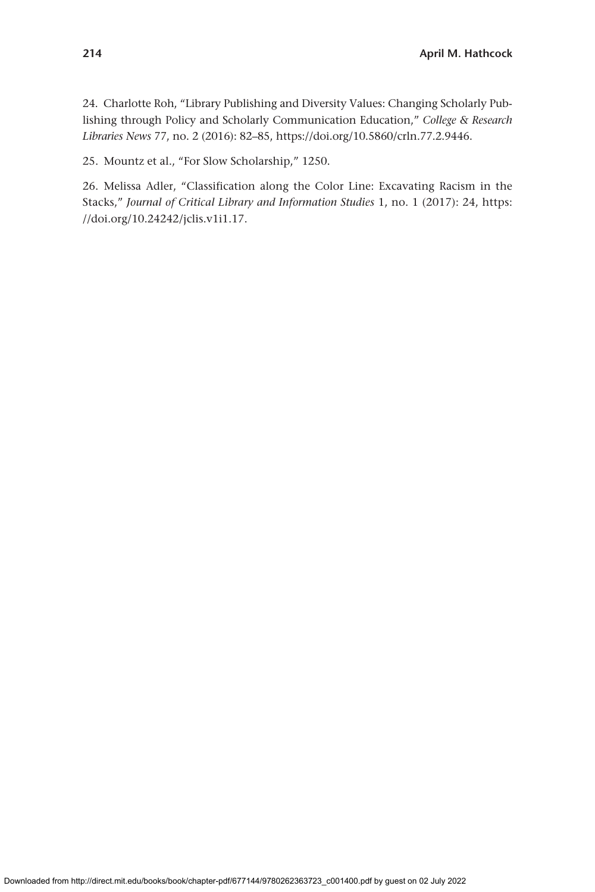24. Charlotte Roh, "Library Publishing and Diversity Values: Changing Scholarly Publishing through Policy and Scholarly Communication Education," *College & Research Libraries News* 77, no. 2 (2016): 82–85, https://doi.org/10.5860/crln.77.2.9446.

25. Mountz et al., "For Slow Scholarship," 1250.

26. Melissa Adler, "Classification along the Color Line: Excavating Racism in the Stacks," *Journal of Critical Library and Information Studies* 1, no. 1 (2017): 24, https://doi.org/10.24242/jclis.v1i1.17.